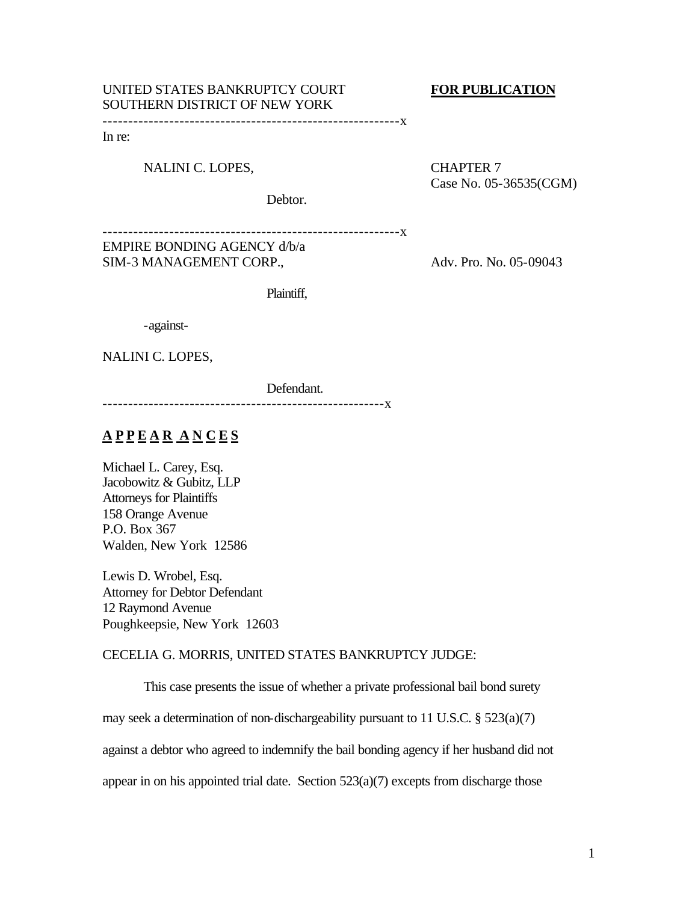UNITED STATES BANKRUPTCY COURT
SOUTHERN DISTRICT OF NEW YORK

**FOR PUBLICATION**

---------------------------------------------------------x

In re:

NALINI C. LOPES,

Debtor.

CHAPTER 7
Case No. 05-36535(CGM)

---------------------------------------------------------x

EMPIRE BONDING AGENCY d/b/a
SIM-3 MANAGEMENT CORP.,

Plaintiff,

-against-

NALINI C. LOPES,

Defendant.

Adv. Pro. No. 05-09043

-------------------------------------------------------x

**A P P E A R A N C E S**

Michael L. Carey, Esq.
Jacobowitz & Gubitz, LLP
Attorneys for Plaintiffs
158 Orange Avenue
P.O. Box 367
Walden, New York 12586

Lewis D. Wrobel, Esq.
Attorney for Debtor Defendant
12 Raymond Avenue
Poughkeepsie, New York 12603

CECELIA G. MORRIS, UNITED STATES BANKRUPTCY JUDGE:

This case presents the issue of whether a private professional bail bond surety may seek a determination of non-dischargeability pursuant to 11 U.S.C. § 523(a)(7) against a debtor who agreed to indemnify the bail bonding agency if her husband did not appear in on his appointed trial date. Section 523(a)(7) excepts from discharge those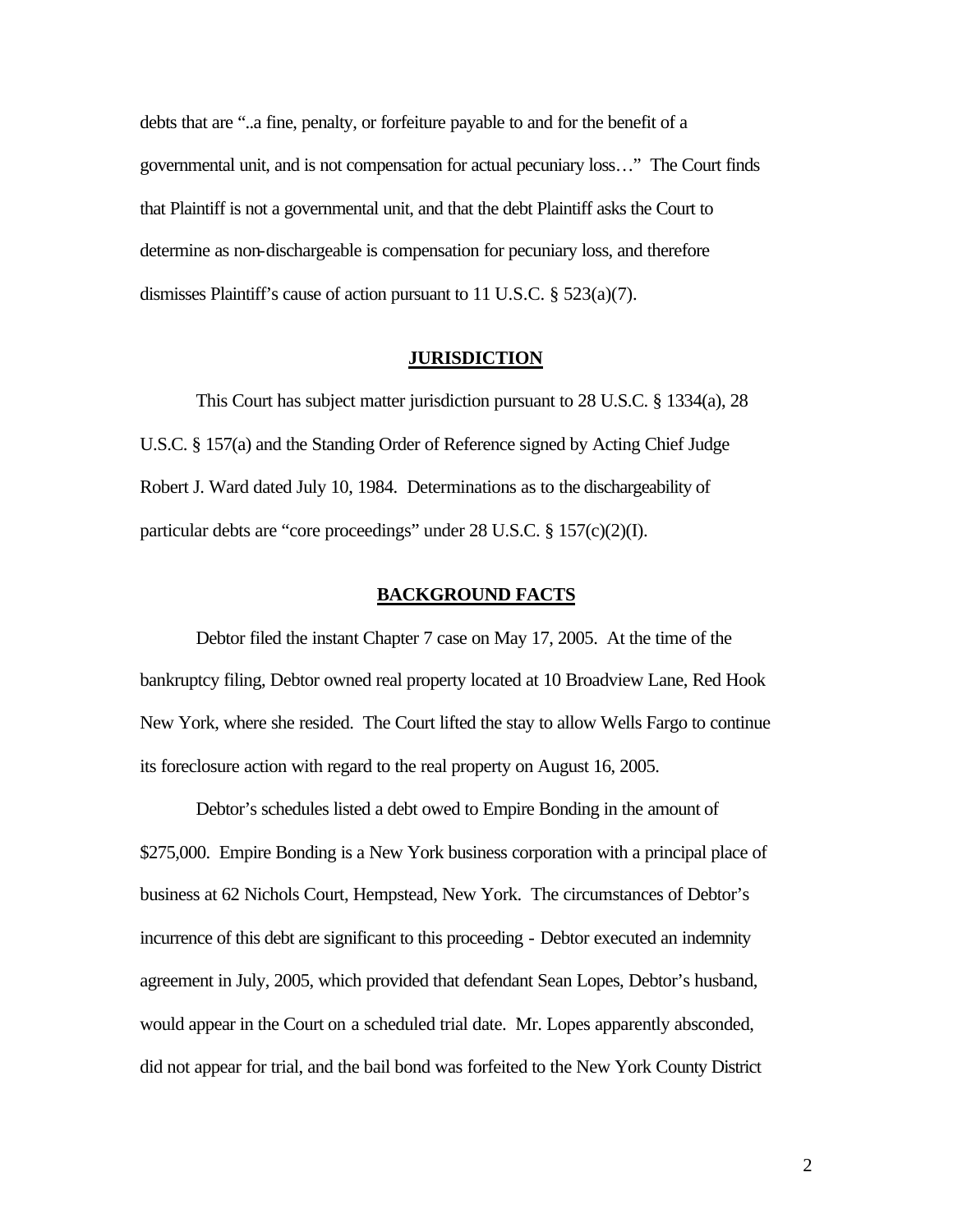debts that are "..a fine, penalty, or forfeiture payable to and for the benefit of a governmental unit, and is not compensation for actual pecuniary loss…" The Court finds that Plaintiff is not a governmental unit, and that the debt Plaintiff asks the Court to determine as non-dischargeable is compensation for pecuniary loss, and therefore dismisses Plaintiff's cause of action pursuant to 11 U.S.C. § 523(a)(7).

## JURISDICTION

This Court has subject matter jurisdiction pursuant to 28 U.S.C. § 1334(a), 28 U.S.C. § 157(a) and the Standing Order of Reference signed by Acting Chief Judge Robert J. Ward dated July 10, 1984. Determinations as to the dischargeability of particular debts are "core proceedings" under 28 U.S.C. § 157(c)(2)(I).

## BACKGROUND FACTS

Debtor filed the instant Chapter 7 case on May 17, 2005. At the time of the bankruptcy filing, Debtor owned real property located at 10 Broadview Lane, Red Hook New York, where she resided. The Court lifted the stay to allow Wells Fargo to continue its foreclosure action with regard to the real property on August 16, 2005.

Debtor's schedules listed a debt owed to Empire Bonding in the amount of $275,000. Empire Bonding is a New York business corporation with a principal place of business at 62 Nichols Court, Hempstead, New York. The circumstances of Debtor's incurrence of this debt are significant to this proceeding - Debtor executed an indemnity agreement in July, 2005, which provided that defendant Sean Lopes, Debtor's husband, would appear in the Court on a scheduled trial date. Mr. Lopes apparently absconded, did not appear for trial, and the bail bond was forfeited to the New York County District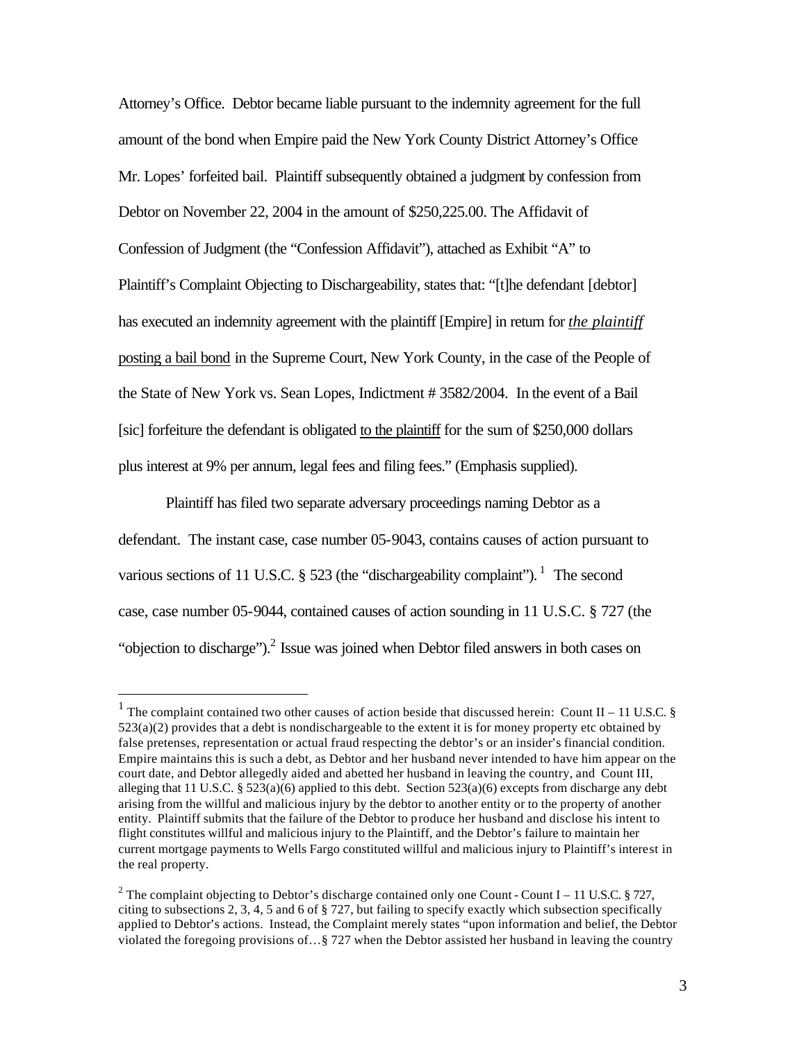Attorney's Office. Debtor became liable pursuant to the indemnity agreement for the full amount of the bond when Empire paid the New York County District Attorney's Office Mr. Lopes' forfeited bail. Plaintiff subsequently obtained a judgment by confession from Debtor on November 22, 2004 in the amount of $250,225.00. The Affidavit of Confession of Judgment (the "Confession Affidavit"), attached as Exhibit "A" to Plaintiff's Complaint Objecting to Dischargeability, states that: "[t]he defendant [debtor] has executed an indemnity agreement with the plaintiff [Empire] in return for <u>*the plaintiff* posting a bail bond</u> in the Supreme Court, New York County, in the case of the People of the State of New York vs. Sean Lopes, Indictment # 3582/2004. In the event of a Bail [sic] forfeiture the defendant is obligated <u>to the plaintiff</u> for the sum of $250,000 dollars plus interest at 9% per annum, legal fees and filing fees." (Emphasis supplied).

Plaintiff has filed two separate adversary proceedings naming Debtor as a defendant. The instant case, case number 05-9043, contains causes of action pursuant to various sections of 11 U.S.C. § 523 (the "dischargeability complaint").[1] The second case, case number 05-9044, contained causes of action sounding in 11 U.S.C. § 727 (the "objection to discharge").[2] Issue was joined when Debtor filed answers in both cases on

---

[1] The complaint contained two other causes of action beside that discussed herein: Count II – 11 U.S.C. § 523(a)(2) provides that a debt is nondischargeable to the extent it is for money property etc obtained by false pretenses, representation or actual fraud respecting the debtor's or an insider's financial condition. Empire maintains this is such a debt, as Debtor and her husband never intended to have him appear on the court date, and Debtor allegedly aided and abetted her husband in leaving the country, and Count III, alleging that 11 U.S.C. § 523(a)(6) applied to this debt. Section 523(a)(6) excepts from discharge any debt arising from the willful and malicious injury by the debtor to another entity or to the property of another entity. Plaintiff submits that the failure of the Debtor to produce her husband and disclose his intent to flight constitutes willful and malicious injury to the Plaintiff, and the Debtor's failure to maintain her current mortgage payments to Wells Fargo constituted willful and malicious injury to Plaintiff's interest in the real property.

[2] The complaint objecting to Debtor's discharge contained only one Count - Count I – 11 U.S.C. § 727, citing to subsections 2, 3, 4, 5 and 6 of § 727, but failing to specify exactly which subsection specifically applied to Debtor's actions. Instead, the Complaint merely states "upon information and belief, the Debtor violated the foregoing provisions of…§ 727 when the Debtor assisted her husband in leaving the country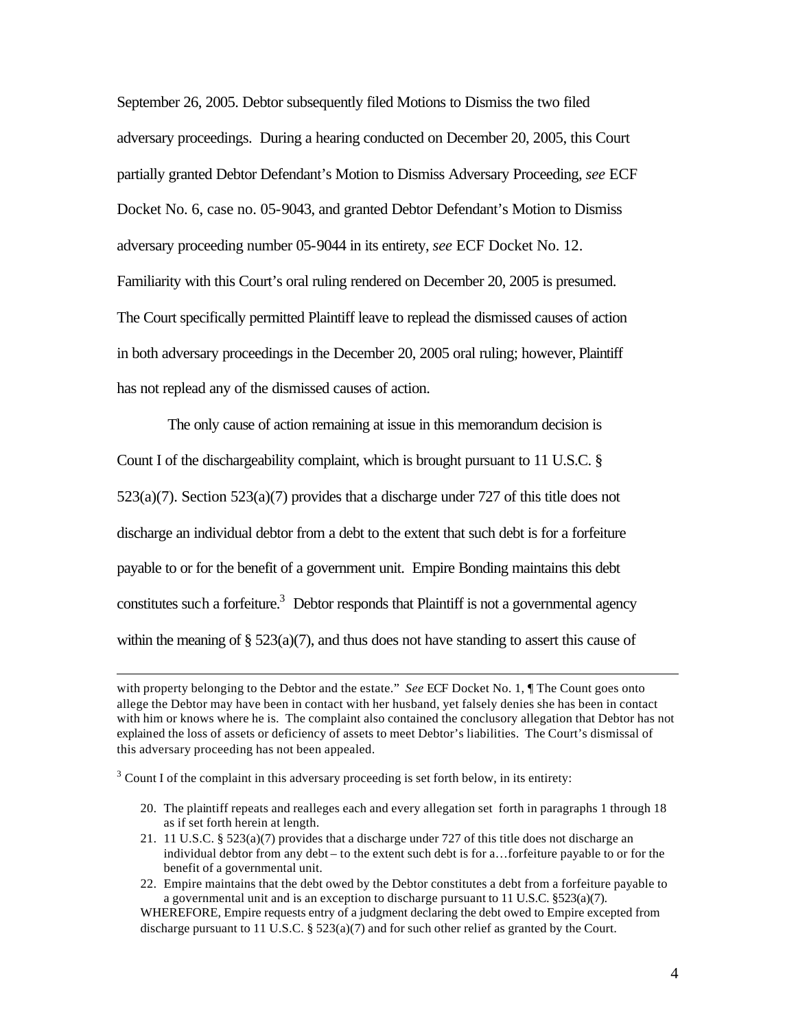September 26, 2005. Debtor subsequently filed Motions to Dismiss the two filed adversary proceedings. During a hearing conducted on December 20, 2005, this Court partially granted Debtor Defendant's Motion to Dismiss Adversary Proceeding, *see* ECF Docket No. 6, case no. 05-9043, and granted Debtor Defendant's Motion to Dismiss adversary proceeding number 05-9044 in its entirety, *see* ECF Docket No. 12. Familiarity with this Court's oral ruling rendered on December 20, 2005 is presumed. The Court specifically permitted Plaintiff leave to replead the dismissed causes of action in both adversary proceedings in the December 20, 2005 oral ruling; however, Plaintiff has not replead any of the dismissed causes of action.

The only cause of action remaining at issue in this memorandum decision is Count I of the dischargeability complaint, which is brought pursuant to 11 U.S.C. § 523(a)(7). Section 523(a)(7) provides that a discharge under 727 of this title does not discharge an individual debtor from a debt to the extent that such debt is for a forfeiture payable to or for the benefit of a government unit. Empire Bonding maintains this debt constitutes such a forfeiture.[3] Debtor responds that Plaintiff is not a governmental agency within the meaning of § 523(a)(7), and thus does not have standing to assert this cause of

---

with property belonging to the Debtor and the estate." *See* ECF Docket No. 1, ¶ The Count goes onto allege the Debtor may have been in contact with her husband, yet falsely denies she has been in contact with him or knows where he is. The complaint also contained the conclusory allegation that Debtor has not explained the loss of assets or deficiency of assets to meet Debtor's liabilities. The Court's dismissal of this adversary proceeding has not been appealed.

[3] Count I of the complaint in this adversary proceeding is set forth below, in its entirety:

20. The plaintiff repeats and realleges each and every allegation set forth in paragraphs 1 through 18 as if set forth herein at length.
21. 11 U.S.C. § 523(a)(7) provides that a discharge under 727 of this title does not discharge an individual debtor from any debt – to the extent such debt is for a…forfeiture payable to or for the benefit of a governmental unit.
22. Empire maintains that the debt owed by the Debtor constitutes a debt from a forfeiture payable to a governmental unit and is an exception to discharge pursuant to 11 U.S.C. §523(a)(7).

WHEREFORE, Empire requests entry of a judgment declaring the debt owed to Empire excepted from discharge pursuant to 11 U.S.C. § 523(a)(7) and for such other relief as granted by the Court.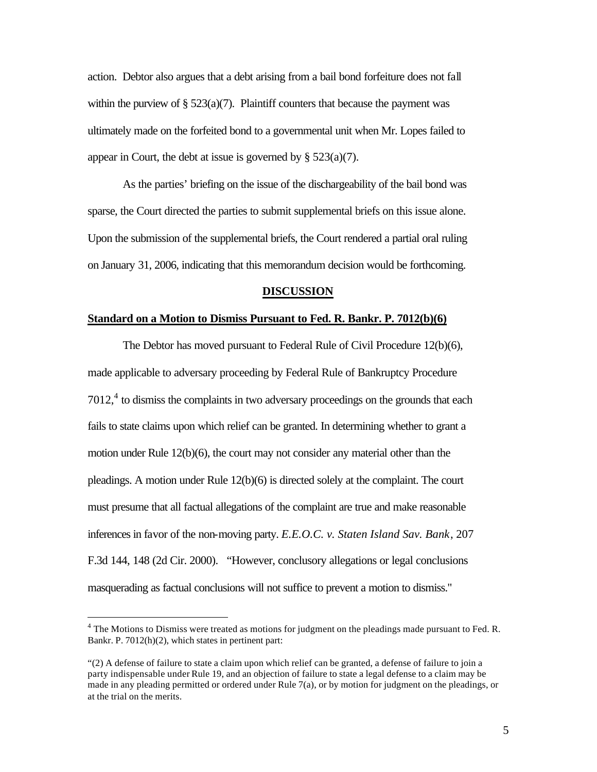action. Debtor also argues that a debt arising from a bail bond forfeiture does not fall within the purview of § 523(a)(7). Plaintiff counters that because the payment was ultimately made on the forfeited bond to a governmental unit when Mr. Lopes failed to appear in Court, the debt at issue is governed by § 523(a)(7).

As the parties' briefing on the issue of the dischargeability of the bail bond was sparse, the Court directed the parties to submit supplemental briefs on this issue alone. Upon the submission of the supplemental briefs, the Court rendered a partial oral ruling on January 31, 2006, indicating that this memorandum decision would be forthcoming.

## DISCUSSION

### Standard on a Motion to Dismiss Pursuant to Fed. R. Bankr. P. 7012(b)(6)

The Debtor has moved pursuant to Federal Rule of Civil Procedure 12(b)(6), made applicable to adversary proceeding by Federal Rule of Bankruptcy Procedure 7012,[4] to dismiss the complaints in two adversary proceedings on the grounds that each fails to state claims upon which relief can be granted. In determining whether to grant a motion under Rule 12(b)(6), the court may not consider any material other than the pleadings. A motion under Rule 12(b)(6) is directed solely at the complaint. The court must presume that all factual allegations of the complaint are true and make reasonable inferences in favor of the non-moving party. *E.E.O.C. v. Staten Island Sav. Bank*, 207 F.3d 144, 148 (2d Cir. 2000). "However, conclusory allegations or legal conclusions masquerading as factual conclusions will not suffice to prevent a motion to dismiss."

---

[4] The Motions to Dismiss were treated as motions for judgment on the pleadings made pursuant to Fed. R. Bankr. P. 7012(h)(2), which states in pertinent part:

"(2) A defense of failure to state a claim upon which relief can be granted, a defense of failure to join a party indispensable under Rule 19, and an objection of failure to state a legal defense to a claim may be made in any pleading permitted or ordered under Rule 7(a), or by motion for judgment on the pleadings, or at the trial on the merits.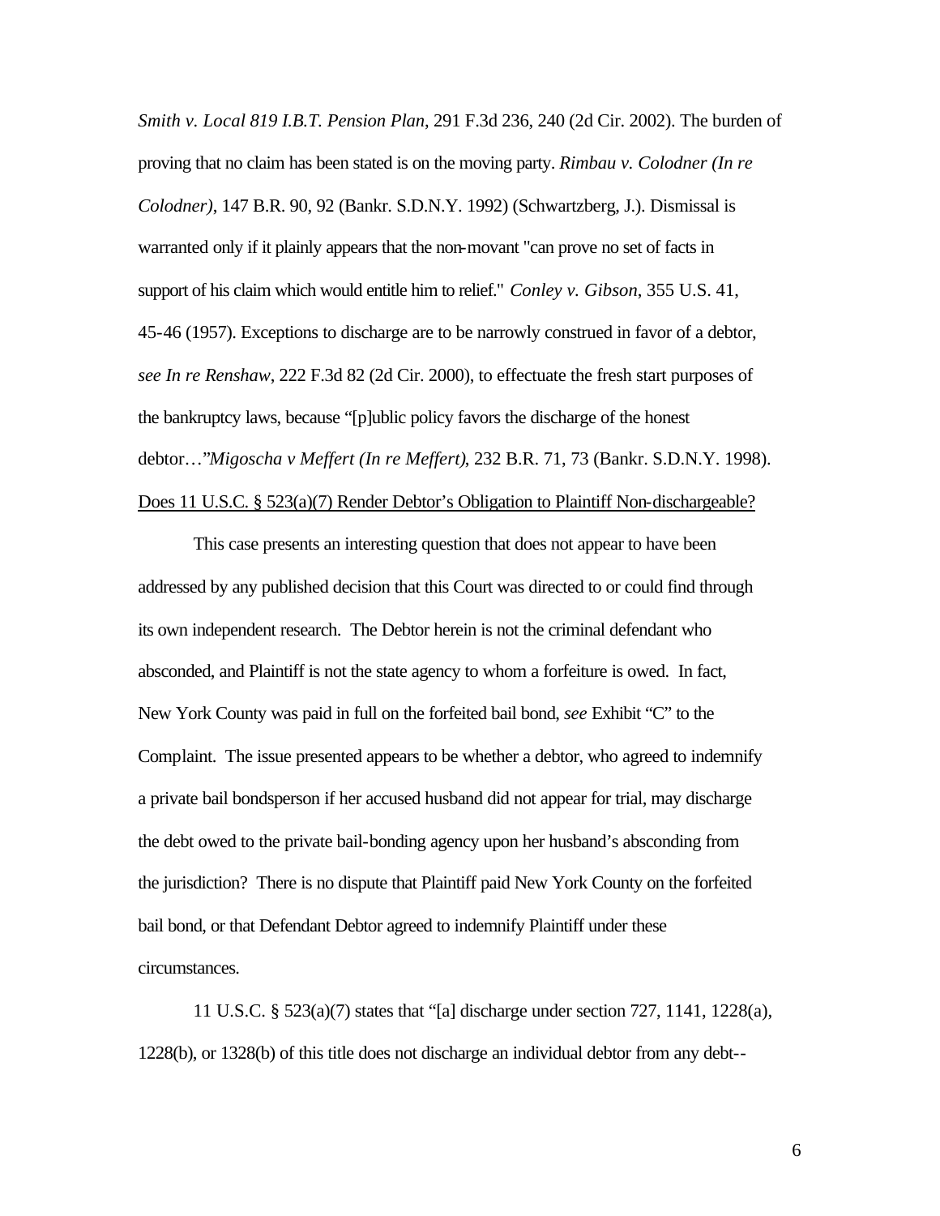*Smith v. Local 819 I.B.T. Pension Plan*, 291 F.3d 236, 240 (2d Cir. 2002). The burden of proving that no claim has been stated is on the moving party. *Rimbau v. Colodner (In re Colodner)*, 147 B.R. 90, 92 (Bankr. S.D.N.Y. 1992) (Schwartzberg, J.). Dismissal is warranted only if it plainly appears that the non-movant "can prove no set of facts in support of his claim which would entitle him to relief." *Conley v. Gibson*, 355 U.S. 41, 45-46 (1957). Exceptions to discharge are to be narrowly construed in favor of a debtor, *see In re Renshaw*, 222 F.3d 82 (2d Cir. 2000), to effectuate the fresh start purposes of the bankruptcy laws, because "[p]ublic policy favors the discharge of the honest debtor…"*Migoscha v Meffert (In re Meffert)*, 232 B.R. 71, 73 (Bankr. S.D.N.Y. 1998).

<u>Does 11 U.S.C. § 523(a)(7) Render Debtor's Obligation to Plaintiff Non-dischargeable?</u>

This case presents an interesting question that does not appear to have been addressed by any published decision that this Court was directed to or could find through its own independent research. The Debtor herein is not the criminal defendant who absconded, and Plaintiff is not the state agency to whom a forfeiture is owed. In fact, New York County was paid in full on the forfeited bail bond, *see* Exhibit "C" to the Complaint. The issue presented appears to be whether a debtor, who agreed to indemnify a private bail bondsperson if her accused husband did not appear for trial, may discharge the debt owed to the private bail-bonding agency upon her husband's absconding from the jurisdiction? There is no dispute that Plaintiff paid New York County on the forfeited bail bond, or that Defendant Debtor agreed to indemnify Plaintiff under these circumstances.

11 U.S.C. § 523(a)(7) states that "[a] discharge under section 727, 1141, 1228(a), 1228(b), or 1328(b) of this title does not discharge an individual debtor from any debt--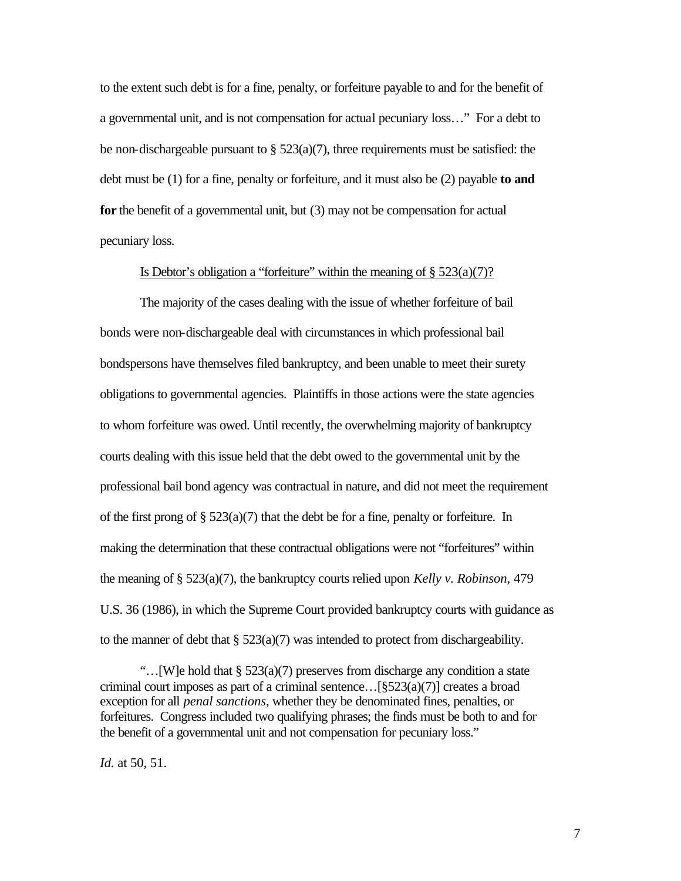to the extent such debt is for a fine, penalty, or forfeiture payable to and for the benefit of a governmental unit, and is not compensation for actual pecuniary loss…" For a debt to be non-dischargeable pursuant to § 523(a)(7), three requirements must be satisfied: the debt must be (1) for a fine, penalty or forfeiture, and it must also be (2) payable **to and for** the benefit of a governmental unit, but (3) may not be compensation for actual pecuniary loss.

Is Debtor's obligation a "forfeiture" within the meaning of § 523(a)(7)?

The majority of the cases dealing with the issue of whether forfeiture of bail bonds were non-dischargeable deal with circumstances in which professional bail bondspersons have themselves filed bankruptcy, and been unable to meet their surety obligations to governmental agencies. Plaintiffs in those actions were the state agencies to whom forfeiture was owed. Until recently, the overwhelming majority of bankruptcy courts dealing with this issue held that the debt owed to the governmental unit by the professional bail bond agency was contractual in nature, and did not meet the requirement of the first prong of § 523(a)(7) that the debt be for a fine, penalty or forfeiture. In making the determination that these contractual obligations were not "forfeitures" within the meaning of § 523(a)(7), the bankruptcy courts relied upon *Kelly v. Robinson*, 479 U.S. 36 (1986), in which the Supreme Court provided bankruptcy courts with guidance as to the manner of debt that § 523(a)(7) was intended to protect from dischargeability.

> "…[W]e hold that § 523(a)(7) preserves from discharge any condition a state criminal court imposes as part of a criminal sentence…[§523(a)(7)] creates a broad exception for all *penal sanctions*, whether they be denominated fines, penalties, or forfeitures. Congress included two qualifying phrases; the finds must be both to and for the benefit of a governmental unit and not compensation for pecuniary loss."

*Id.* at 50, 51.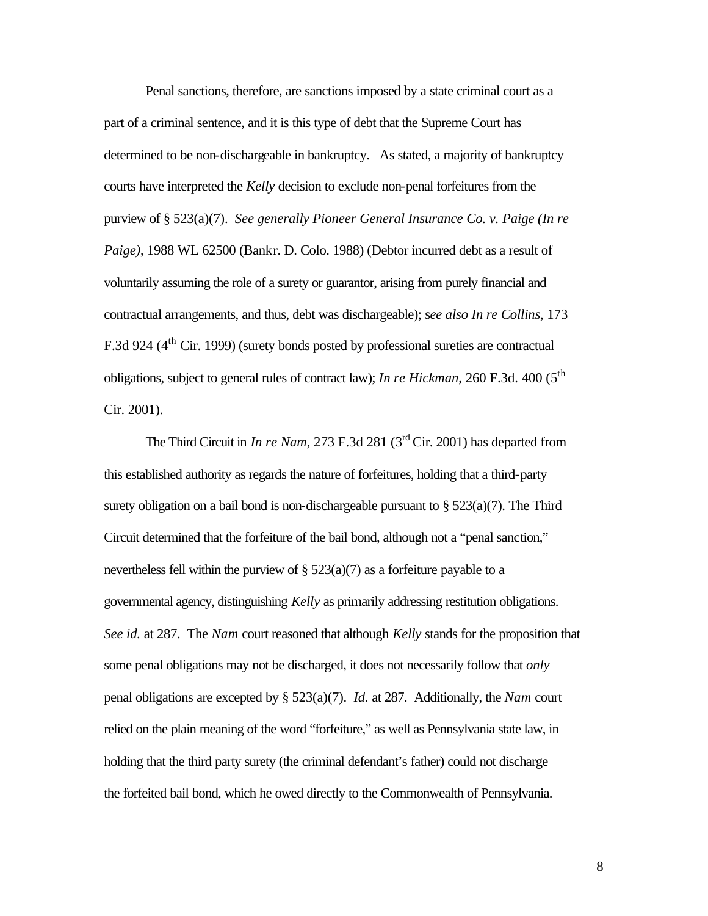Penal sanctions, therefore, are sanctions imposed by a state criminal court as a part of a criminal sentence, and it is this type of debt that the Supreme Court has determined to be non-dischargeable in bankruptcy. As stated, a majority of bankruptcy courts have interpreted the *Kelly* decision to exclude non-penal forfeitures from the purview of § 523(a)(7). *See generally Pioneer General Insurance Co. v. Paige (In re Paige)*, 1988 WL 62500 (Bankr. D. Colo. 1988) (Debtor incurred debt as a result of voluntarily assuming the role of a surety or guarantor, arising from purely financial and contractual arrangements, and thus, debt was dischargeable); s*ee also In re Collins*, 173 F.3d 924 (4th Cir. 1999) (surety bonds posted by professional sureties are contractual obligations, subject to general rules of contract law); *In re Hickman*, 260 F.3d. 400 (5th Cir. 2001).

The Third Circuit in *In re Nam*, 273 F.3d 281 (3rd Cir. 2001) has departed from this established authority as regards the nature of forfeitures, holding that a third-party surety obligation on a bail bond is non-dischargeable pursuant to § 523(a)(7). The Third Circuit determined that the forfeiture of the bail bond, although not a "penal sanction," nevertheless fell within the purview of § 523(a)(7) as a forfeiture payable to a governmental agency, distinguishing *Kelly* as primarily addressing restitution obligations. *See id.* at 287. The *Nam* court reasoned that although *Kelly* stands for the proposition that some penal obligations may not be discharged, it does not necessarily follow that *only* penal obligations are excepted by § 523(a)(7). *Id.* at 287. Additionally, the *Nam* court relied on the plain meaning of the word "forfeiture," as well as Pennsylvania state law, in holding that the third party surety (the criminal defendant's father) could not discharge the forfeited bail bond, which he owed directly to the Commonwealth of Pennsylvania.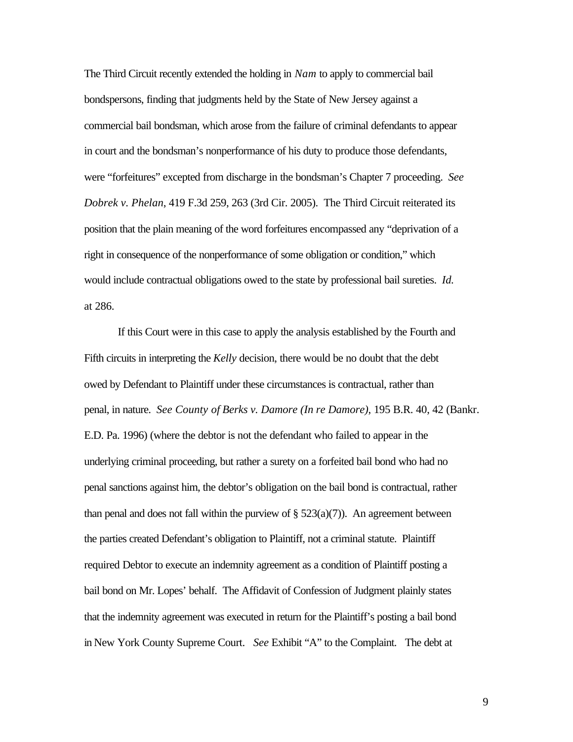The Third Circuit recently extended the holding in *Nam* to apply to commercial bail bondspersons, finding that judgments held by the State of New Jersey against a commercial bail bondsman, which arose from the failure of criminal defendants to appear in court and the bondsman's nonperformance of his duty to produce those defendants, were "forfeitures" excepted from discharge in the bondsman's Chapter 7 proceeding. *See Dobrek v. Phelan*, 419 F.3d 259, 263 (3rd Cir. 2005). The Third Circuit reiterated its position that the plain meaning of the word forfeitures encompassed any "deprivation of a right in consequence of the nonperformance of some obligation or condition," which would include contractual obligations owed to the state by professional bail sureties. *Id.* at 286.

If this Court were in this case to apply the analysis established by the Fourth and Fifth circuits in interpreting the *Kelly* decision, there would be no doubt that the debt owed by Defendant to Plaintiff under these circumstances is contractual, rather than penal, in nature. *See County of Berks v. Damore (In re Damore)*, 195 B.R. 40, 42 (Bankr. E.D. Pa. 1996) (where the debtor is not the defendant who failed to appear in the underlying criminal proceeding, but rather a surety on a forfeited bail bond who had no penal sanctions against him, the debtor's obligation on the bail bond is contractual, rather than penal and does not fall within the purview of § 523(a)(7)). An agreement between the parties created Defendant's obligation to Plaintiff, not a criminal statute. Plaintiff required Debtor to execute an indemnity agreement as a condition of Plaintiff posting a bail bond on Mr. Lopes' behalf. The Affidavit of Confession of Judgment plainly states that the indemnity agreement was executed in return for the Plaintiff's posting a bail bond in New York County Supreme Court. *See* Exhibit "A" to the Complaint. The debt at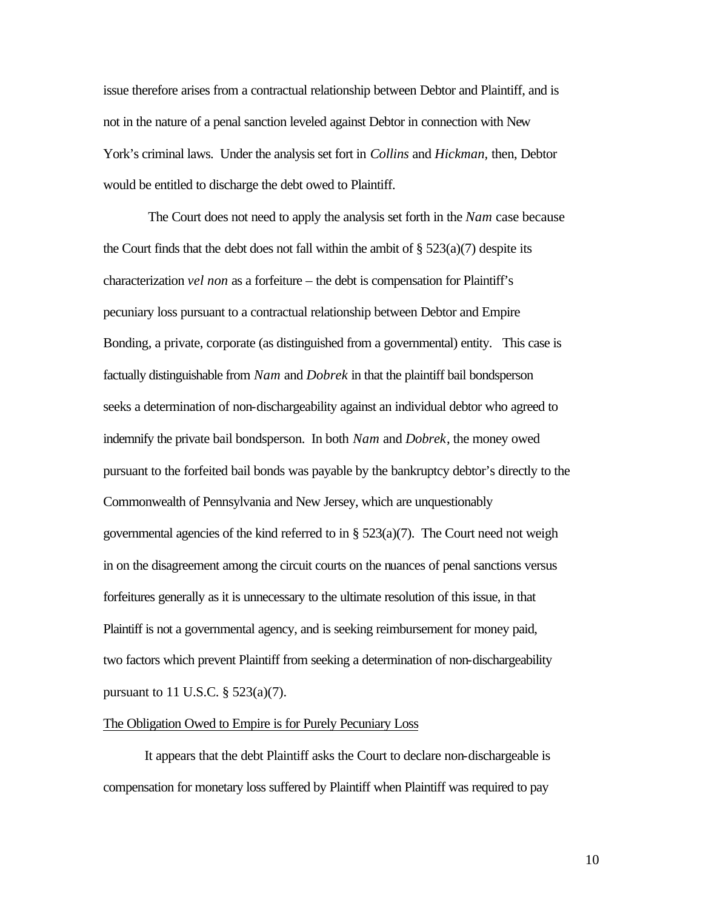issue therefore arises from a contractual relationship between Debtor and Plaintiff, and is not in the nature of a penal sanction leveled against Debtor in connection with New York's criminal laws. Under the analysis set fort in *Collins* and *Hickman*, then, Debtor would be entitled to discharge the debt owed to Plaintiff.

The Court does not need to apply the analysis set forth in the *Nam* case because the Court finds that the debt does not fall within the ambit of § 523(a)(7) despite its characterization *vel non* as a forfeiture – the debt is compensation for Plaintiff's pecuniary loss pursuant to a contractual relationship between Debtor and Empire Bonding, a private, corporate (as distinguished from a governmental) entity. This case is factually distinguishable from *Nam* and *Dobrek* in that the plaintiff bail bondsperson seeks a determination of non-dischargeability against an individual debtor who agreed to indemnify the private bail bondsperson. In both *Nam* and *Dobrek*, the money owed pursuant to the forfeited bail bonds was payable by the bankruptcy debtor's directly to the Commonwealth of Pennsylvania and New Jersey, which are unquestionably governmental agencies of the kind referred to in § 523(a)(7). The Court need not weigh in on the disagreement among the circuit courts on the nuances of penal sanctions versus forfeitures generally as it is unnecessary to the ultimate resolution of this issue, in that Plaintiff is not a governmental agency, and is seeking reimbursement for money paid, two factors which prevent Plaintiff from seeking a determination of non-dischargeability pursuant to 11 U.S.C. § 523(a)(7).

<u>The Obligation Owed to Empire is for Purely Pecuniary Loss</u>

It appears that the debt Plaintiff asks the Court to declare non-dischargeable is compensation for monetary loss suffered by Plaintiff when Plaintiff was required to pay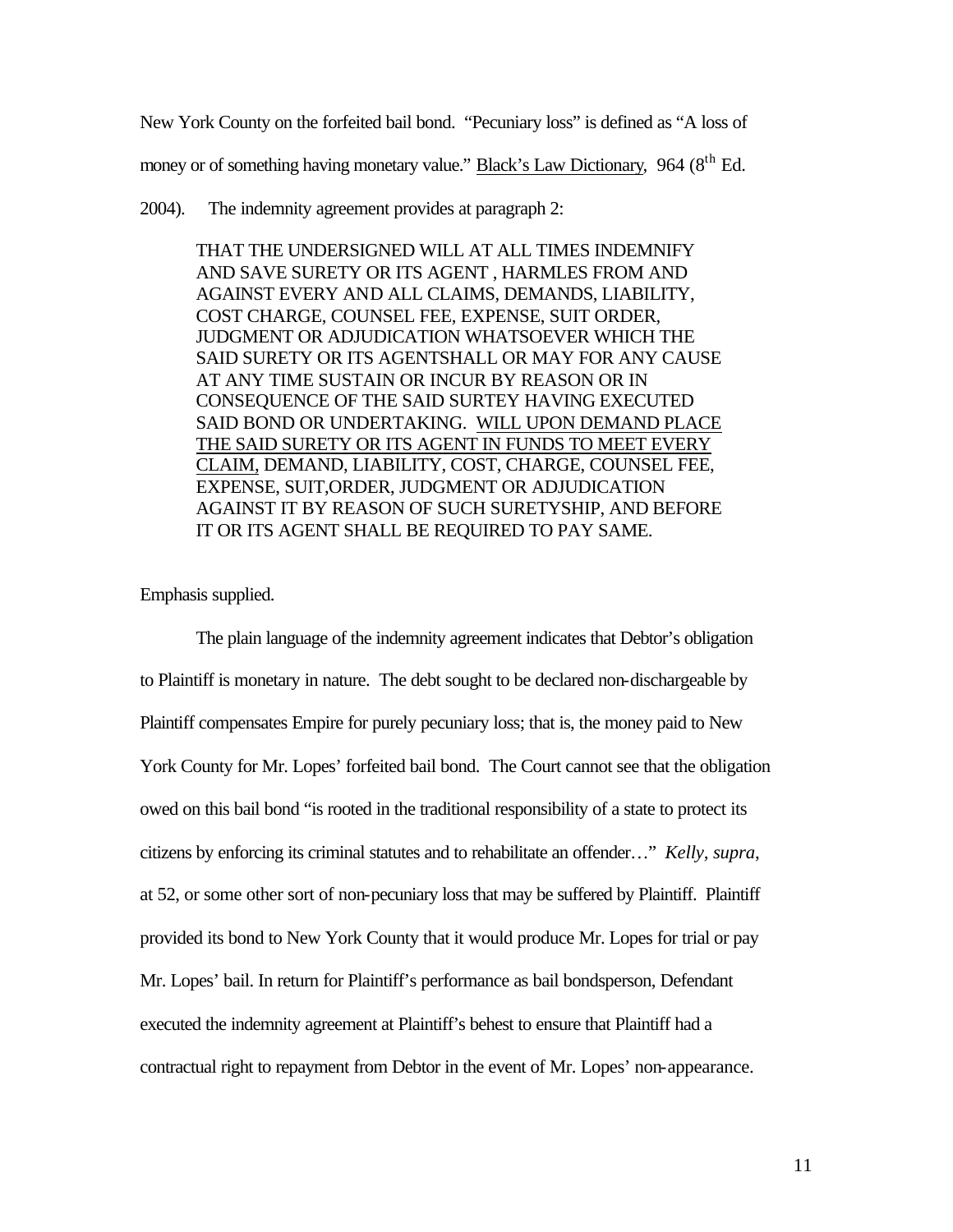New York County on the forfeited bail bond. "Pecuniary loss" is defined as "A loss of money or of something having monetary value." Black's Law Dictionary, 964 (8th Ed. 2004). The indemnity agreement provides at paragraph 2:

> THAT THE UNDERSIGNED WILL AT ALL TIMES INDEMNIFY AND SAVE SURETY OR ITS AGENT , HARMLES FROM AND AGAINST EVERY AND ALL CLAIMS, DEMANDS, LIABILITY, COST CHARGE, COUNSEL FEE, EXPENSE, SUIT ORDER, JUDGMENT OR ADJUDICATION WHATSOEVER WHICH THE SAID SURETY OR ITS AGENTSHALL OR MAY FOR ANY CAUSE AT ANY TIME SUSTAIN OR INCUR BY REASON OR IN CONSEQUENCE OF THE SAID SURTEY HAVING EXECUTED SAID BOND OR UNDERTAKING. WILL UPON DEMAND PLACE THE SAID SURETY OR ITS AGENT IN FUNDS TO MEET EVERY CLAIM, DEMAND, LIABILITY, COST, CHARGE, COUNSEL FEE, EXPENSE, SUIT,ORDER, JUDGMENT OR ADJUDICATION AGAINST IT BY REASON OF SUCH SURETYSHIP, AND BEFORE IT OR ITS AGENT SHALL BE REQUIRED TO PAY SAME.

Emphasis supplied.

The plain language of the indemnity agreement indicates that Debtor's obligation to Plaintiff is monetary in nature. The debt sought to be declared non-dischargeable by Plaintiff compensates Empire for purely pecuniary loss; that is, the money paid to New York County for Mr. Lopes' forfeited bail bond. The Court cannot see that the obligation owed on this bail bond "is rooted in the traditional responsibility of a state to protect its citizens by enforcing its criminal statutes and to rehabilitate an offender…" *Kelly, supra*, at 52, or some other sort of non-pecuniary loss that may be suffered by Plaintiff. Plaintiff provided its bond to New York County that it would produce Mr. Lopes for trial or pay Mr. Lopes' bail. In return for Plaintiff's performance as bail bondsperson, Defendant executed the indemnity agreement at Plaintiff's behest to ensure that Plaintiff had a contractual right to repayment from Debtor in the event of Mr. Lopes' non-appearance.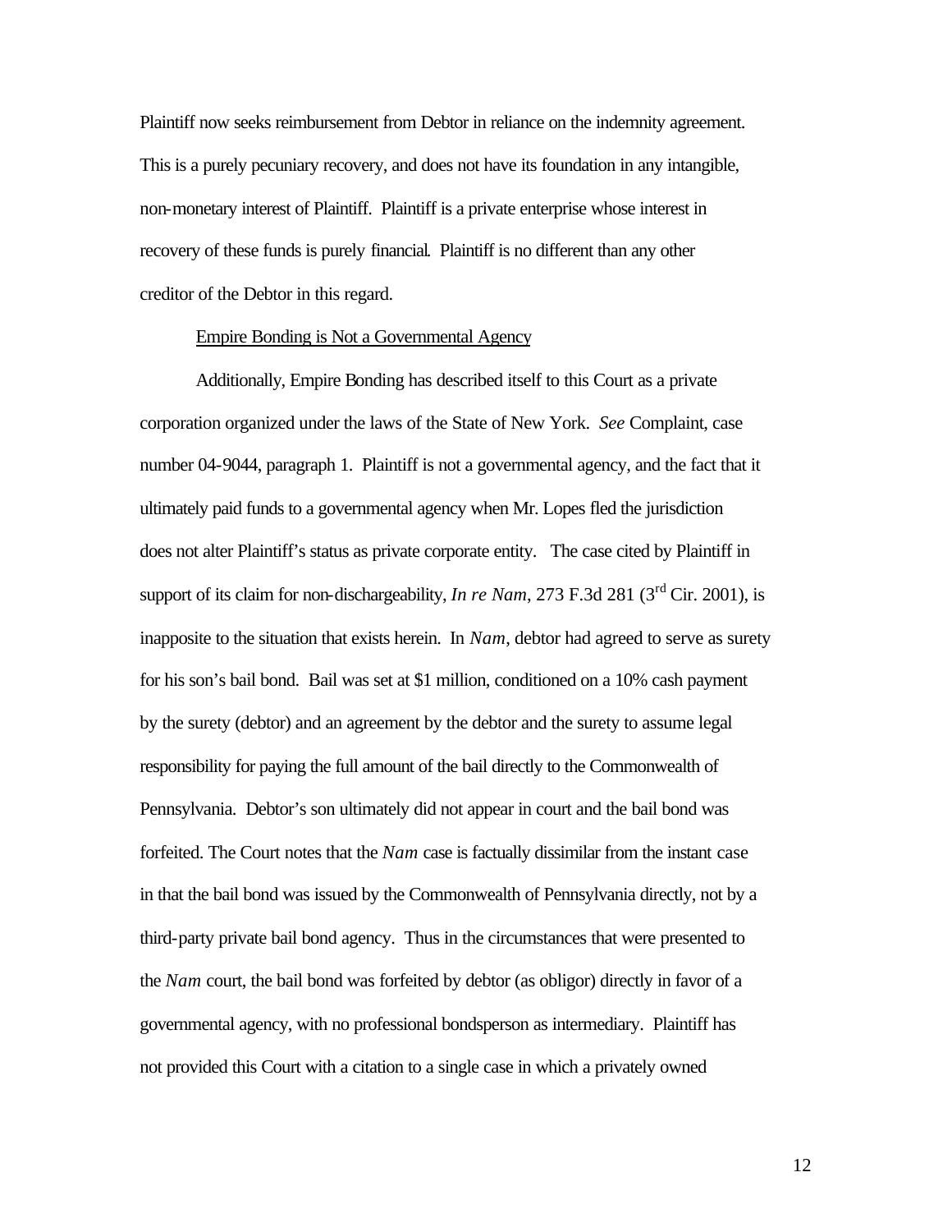Plaintiff now seeks reimbursement from Debtor in reliance on the indemnity agreement. This is a purely pecuniary recovery, and does not have its foundation in any intangible, non-monetary interest of Plaintiff. Plaintiff is a private enterprise whose interest in recovery of these funds is purely financial. Plaintiff is no different than any other creditor of the Debtor in this regard.

Empire Bonding is Not a Governmental Agency

Additionally, Empire Bonding has described itself to this Court as a private corporation organized under the laws of the State of New York. *See* Complaint, case number 04-9044, paragraph 1. Plaintiff is not a governmental agency, and the fact that it ultimately paid funds to a governmental agency when Mr. Lopes fled the jurisdiction does not alter Plaintiff's status as private corporate entity. The case cited by Plaintiff in support of its claim for non-dischargeability, *In re Nam*, 273 F.3d 281 (3rd Cir. 2001), is inapposite to the situation that exists herein. In *Nam*, debtor had agreed to serve as surety for his son's bail bond. Bail was set at $1 million, conditioned on a 10% cash payment by the surety (debtor) and an agreement by the debtor and the surety to assume legal responsibility for paying the full amount of the bail directly to the Commonwealth of Pennsylvania. Debtor's son ultimately did not appear in court and the bail bond was forfeited. The Court notes that the *Nam* case is factually dissimilar from the instant case in that the bail bond was issued by the Commonwealth of Pennsylvania directly, not by a third-party private bail bond agency. Thus in the circumstances that were presented to the *Nam* court, the bail bond was forfeited by debtor (as obligor) directly in favor of a governmental agency, with no professional bondsperson as intermediary. Plaintiff has not provided this Court with a citation to a single case in which a privately owned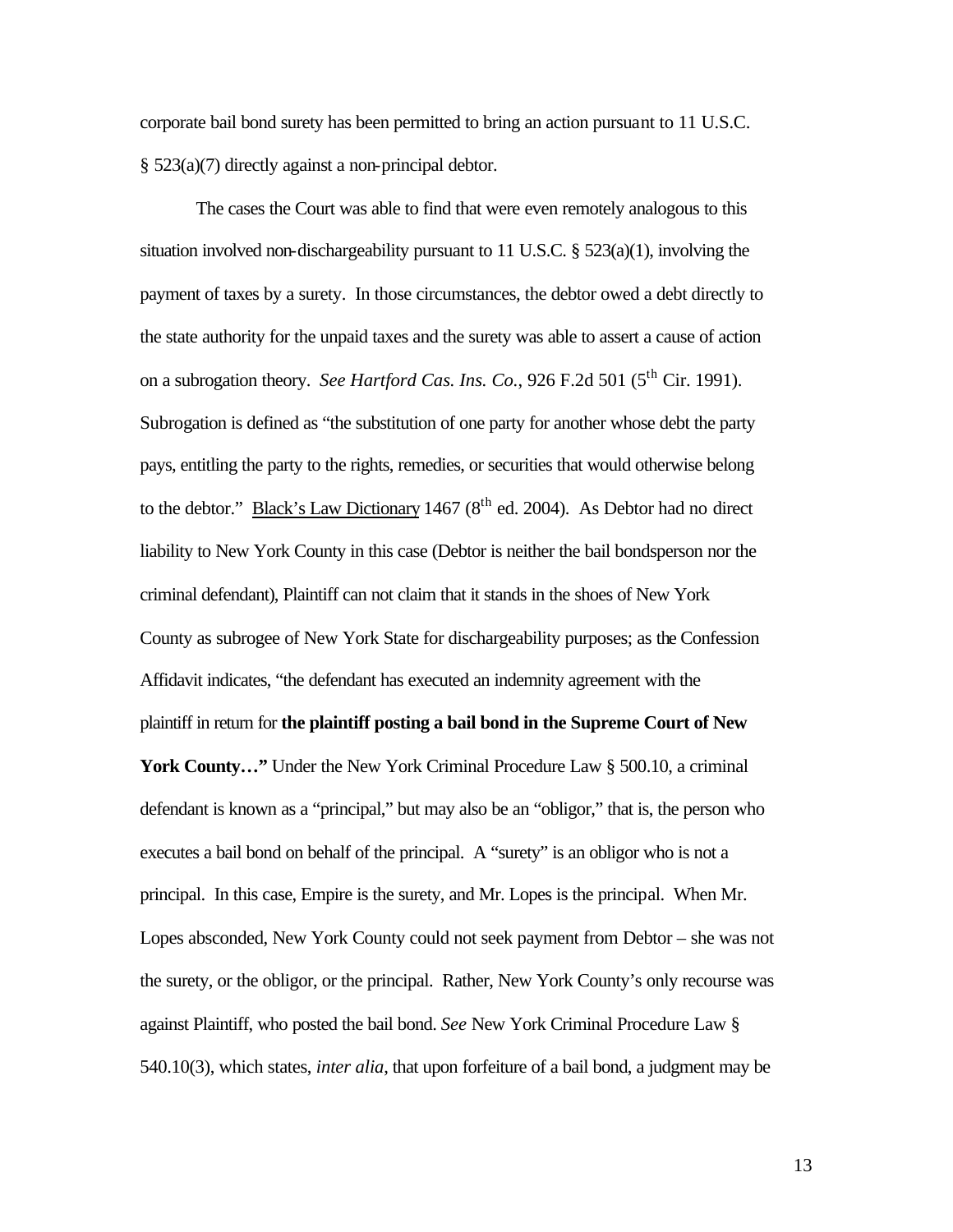corporate bail bond surety has been permitted to bring an action pursuant to 11 U.S.C. § 523(a)(7) directly against a non-principal debtor.

The cases the Court was able to find that were even remotely analogous to this situation involved non-dischargeability pursuant to 11 U.S.C. § 523(a)(1), involving the payment of taxes by a surety. In those circumstances, the debtor owed a debt directly to the state authority for the unpaid taxes and the surety was able to assert a cause of action on a subrogation theory. *See Hartford Cas. Ins. Co.*, 926 F.2d 501 (5th Cir. 1991). Subrogation is defined as "the substitution of one party for another whose debt the party pays, entitling the party to the rights, remedies, or securities that would otherwise belong to the debtor." Black's Law Dictionary 1467 (8th ed. 2004). As Debtor had no direct liability to New York County in this case (Debtor is neither the bail bondsperson nor the criminal defendant), Plaintiff can not claim that it stands in the shoes of New York County as subrogee of New York State for dischargeability purposes; as the Confession Affidavit indicates, "the defendant has executed an indemnity agreement with the plaintiff in return for **the plaintiff posting a bail bond in the Supreme Court of New York County…"** Under the New York Criminal Procedure Law § 500.10, a criminal defendant is known as a "principal," but may also be an "obligor," that is, the person who executes a bail bond on behalf of the principal. A "surety" is an obligor who is not a principal. In this case, Empire is the surety, and Mr. Lopes is the principal. When Mr. Lopes absconded, New York County could not seek payment from Debtor – she was not the surety, or the obligor, or the principal. Rather, New York County's only recourse was against Plaintiff, who posted the bail bond. *See* New York Criminal Procedure Law § 540.10(3), which states, *inter alia*, that upon forfeiture of a bail bond, a judgment may be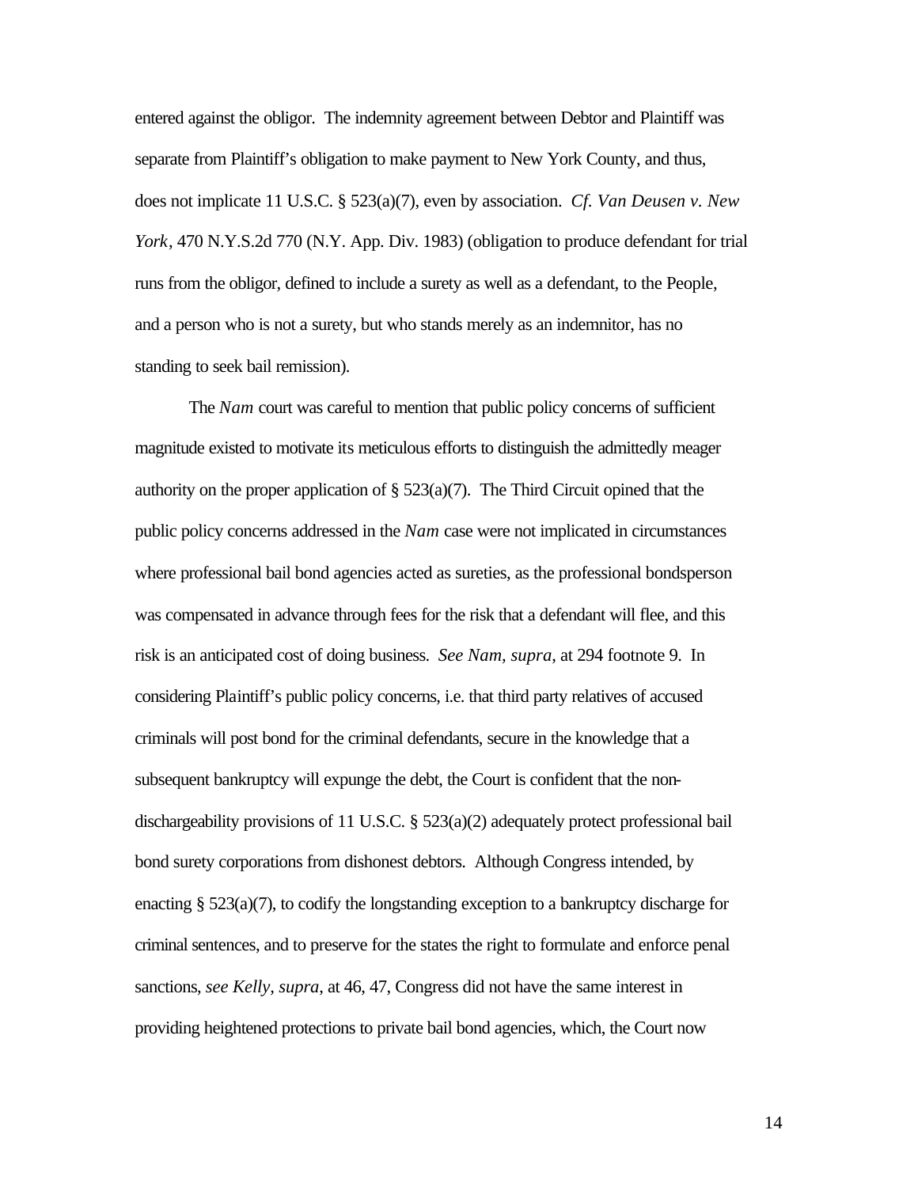entered against the obligor. The indemnity agreement between Debtor and Plaintiff was separate from Plaintiff's obligation to make payment to New York County, and thus, does not implicate 11 U.S.C. § 523(a)(7), even by association. *Cf. Van Deusen v. New York*, 470 N.Y.S.2d 770 (N.Y. App. Div. 1983) (obligation to produce defendant for trial runs from the obligor, defined to include a surety as well as a defendant, to the People, and a person who is not a surety, but who stands merely as an indemnitor, has no standing to seek bail remission).

The *Nam* court was careful to mention that public policy concerns of sufficient magnitude existed to motivate its meticulous efforts to distinguish the admittedly meager authority on the proper application of § 523(a)(7). The Third Circuit opined that the public policy concerns addressed in the *Nam* case were not implicated in circumstances where professional bail bond agencies acted as sureties, as the professional bondsperson was compensated in advance through fees for the risk that a defendant will flee, and this risk is an anticipated cost of doing business. *See Nam, supra*, at 294 footnote 9. In considering Plaintiff's public policy concerns, i.e. that third party relatives of accused criminals will post bond for the criminal defendants, secure in the knowledge that a subsequent bankruptcy will expunge the debt, the Court is confident that the non-dischargeability provisions of 11 U.S.C. § 523(a)(2) adequately protect professional bail bond surety corporations from dishonest debtors. Although Congress intended, by enacting § 523(a)(7), to codify the longstanding exception to a bankruptcy discharge for criminal sentences, and to preserve for the states the right to formulate and enforce penal sanctions, *see Kelly, supra*, at 46, 47, Congress did not have the same interest in providing heightened protections to private bail bond agencies, which, the Court now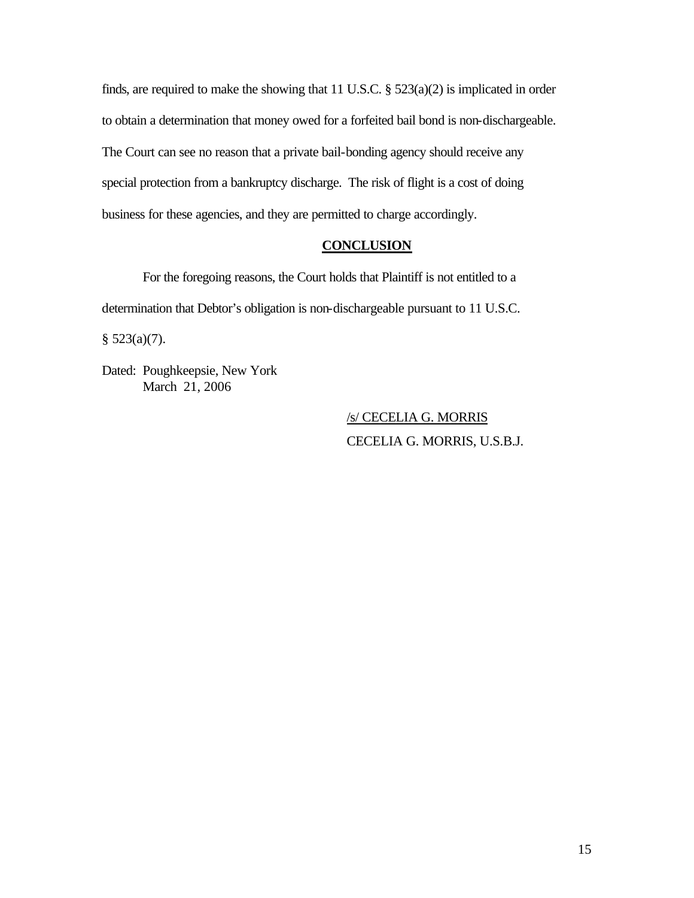finds, are required to make the showing that 11 U.S.C. § 523(a)(2) is implicated in order to obtain a determination that money owed for a forfeited bail bond is non-dischargeable. The Court can see no reason that a private bail-bonding agency should receive any special protection from a bankruptcy discharge. The risk of flight is a cost of doing business for these agencies, and they are permitted to charge accordingly.

## CONCLUSION

For the foregoing reasons, the Court holds that Plaintiff is not entitled to a determination that Debtor's obligation is non-dischargeable pursuant to 11 U.S.C. § 523(a)(7).

Dated: Poughkeepsie, New York
March 21, 2006

/s/ CECELIA G. MORRIS
CECELIA G. MORRIS, U.S.B.J.